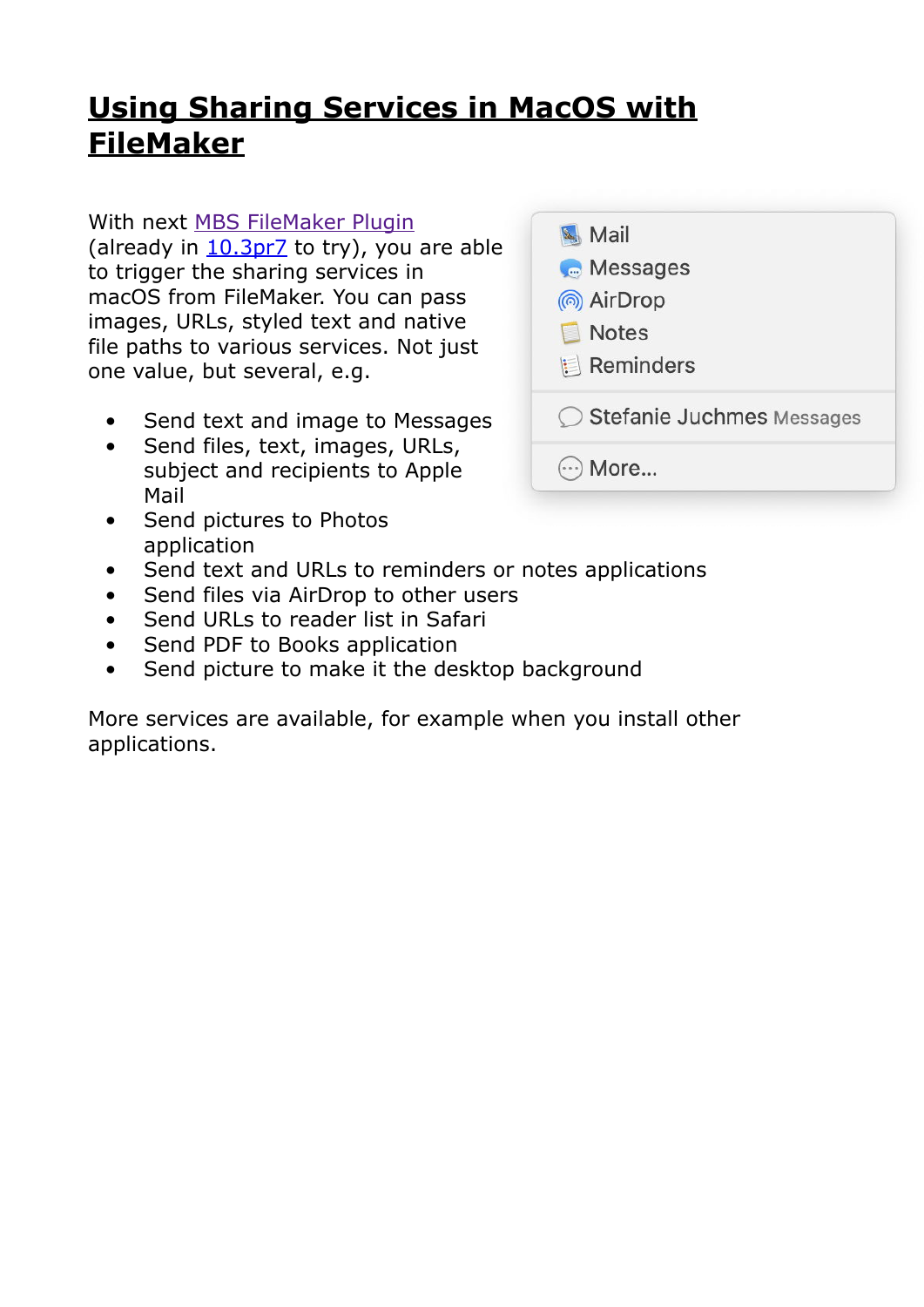# Using Sharing Services in MacOS with FileMaker

With next MBS FileMaker Plugin (already in 10.3pr7 to try), you are able to trigger the sharing services in macOS from FileMaker. You can pass images, URLs, styled text and native file paths to various services. Not just one value, but several, e.g.

- Send text and image to Messages
- Send files, text, images, URLs, subject and recipients to Apple Mail
- Send pictures to Photos application
- Send text and URLs to reminders or notes applications
- Send files via AirDrop to other users
- Send URLs to reader list in Safari
- Send PDF to Books application
- Send picture to make it the desktop background

More services are available, for example when you install other applications.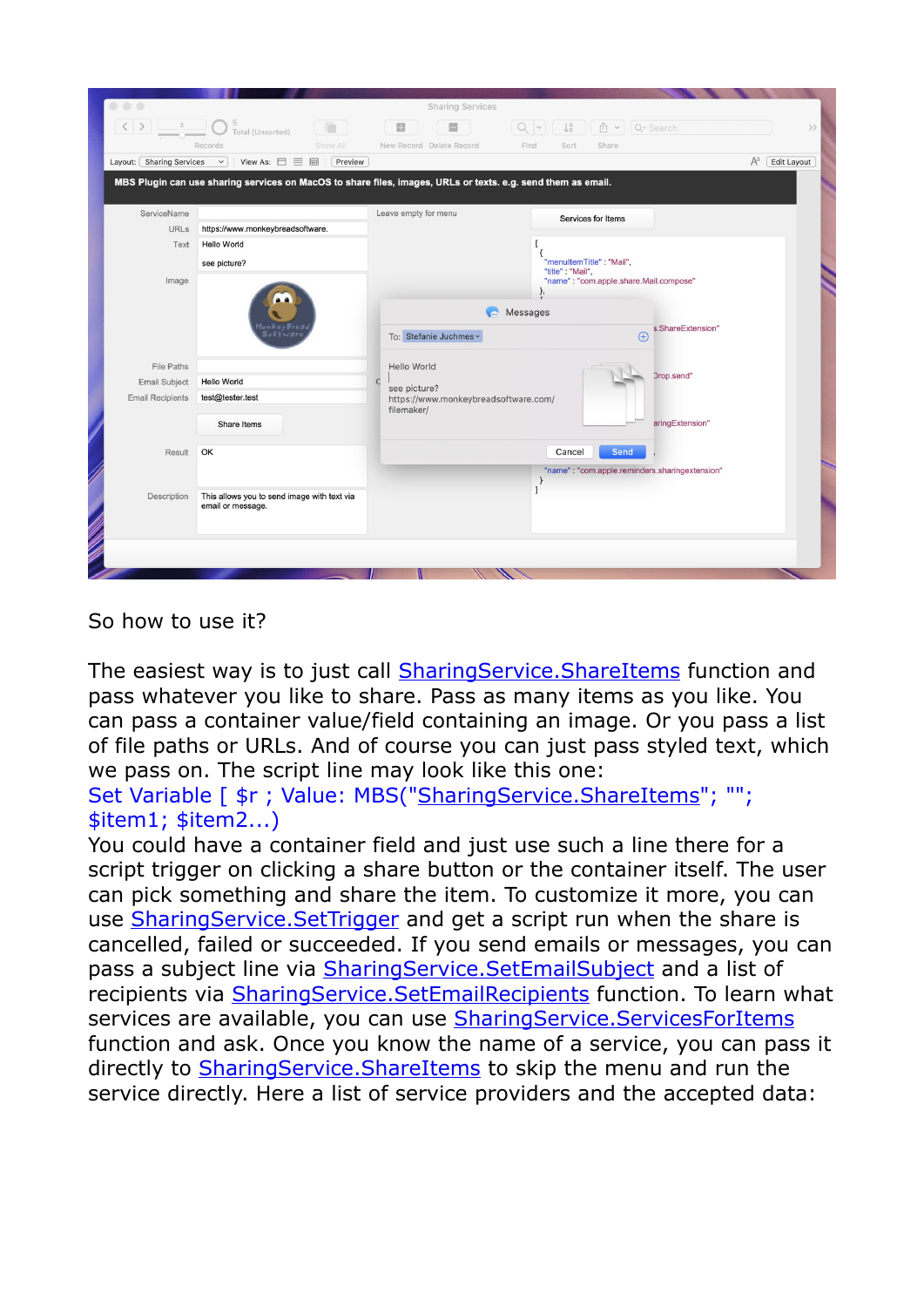So how to use it?

The easiest way is to just call SharingService.ShareItems function and pass whatever you like to share. Pass as many items as you like. You can pass a container value/field containing an image. Or you pass a list of file paths or URLs. And of course you can just pass styled text, which we pass on. The script line may look like this one:

```
Set Variable [ $r ; Value: MBS("SharingService.ShareItems"; ""; $item1; $item2...)
```

You could have a container field and just use such a line there for a script trigger on clicking a share button or the container itself. The user can pick something and share the item. To customize it more, you can use SharingService.SetTrigger and get a script run when the share is cancelled, failed or succeeded. If you send emails or messages, you can pass a subject line via SharingService.SetEmailSubject and a list of recipients via SharingService.SetEmailRecipients function. To learn what services are available, you can use SharingService.ServicesForItems function and ask. Once you know the name of a service, you can pass it directly to SharingService.ShareItems to skip the menu and run the service directly. Here a list of service providers and the accepted data: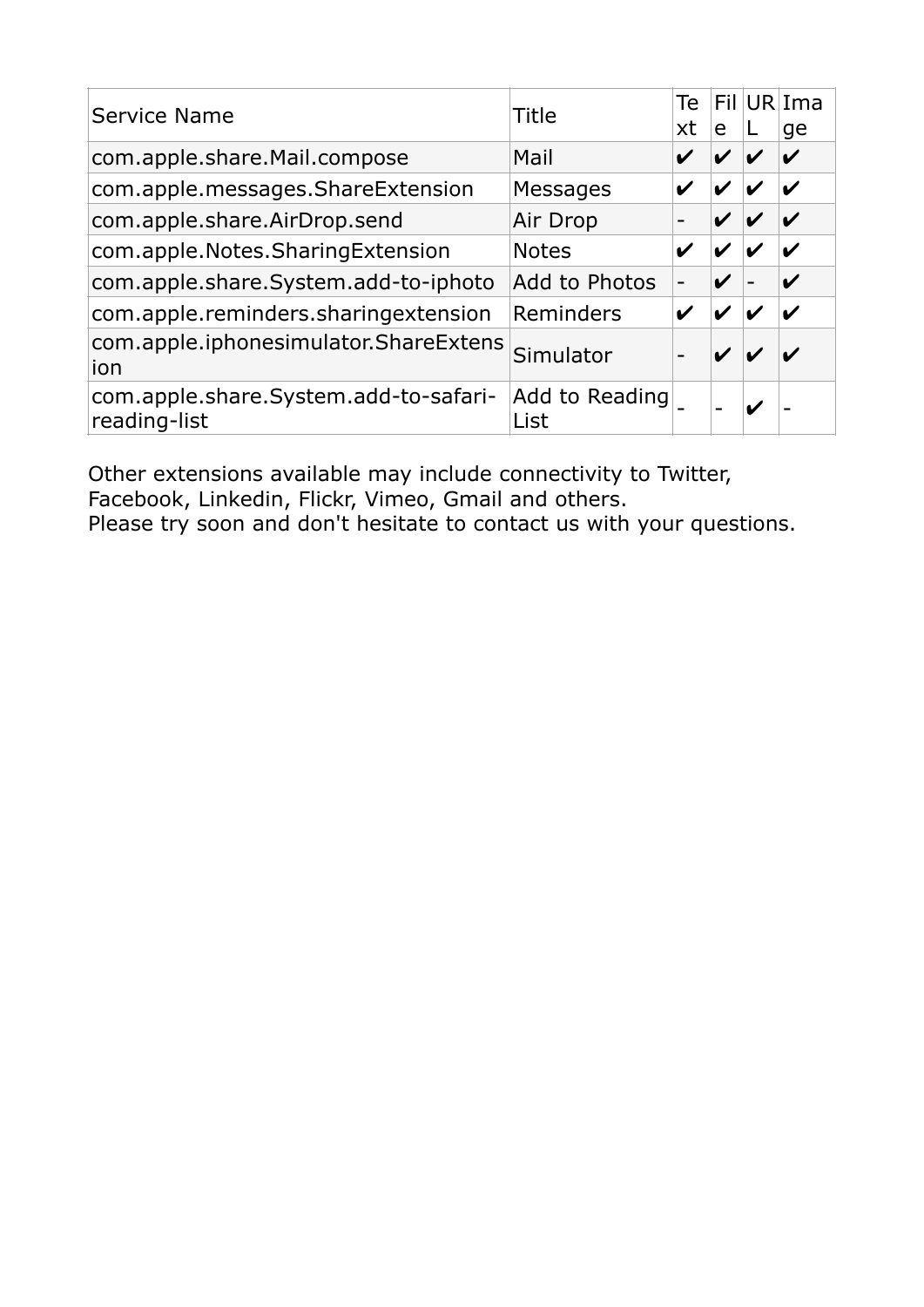| Service Name | Title | Text | File | URL | Image |
| --- | --- | --- | --- | --- | --- |
| com.apple.share.Mail.compose | Mail | ✔ | ✔ | ✔ | ✔ |
| com.apple.messages.ShareExtension | Messages | ✔ | ✔ | ✔ | ✔ |
| com.apple.share.AirDrop.send | Air Drop | - | ✔ | ✔ | ✔ |
| com.apple.Notes.SharingExtension | Notes | ✔ | ✔ | ✔ | ✔ |
| com.apple.share.System.add-to-iphoto | Add to Photos | - | ✔ | - | ✔ |
| com.apple.reminders.sharingextension | Reminders | ✔ | ✔ | ✔ | ✔ |
| com.apple.iphonesimulator.ShareExtension | Simulator | - | ✔ | ✔ | ✔ |
| com.apple.share.System.add-to-safari-reading-list | Add to Reading List | - | - | ✔ | - |

Other extensions available may include connectivity to Twitter, Facebook, Linkedin, Flickr, Vimeo, Gmail and others.
Please try soon and don't hesitate to contact us with your questions.